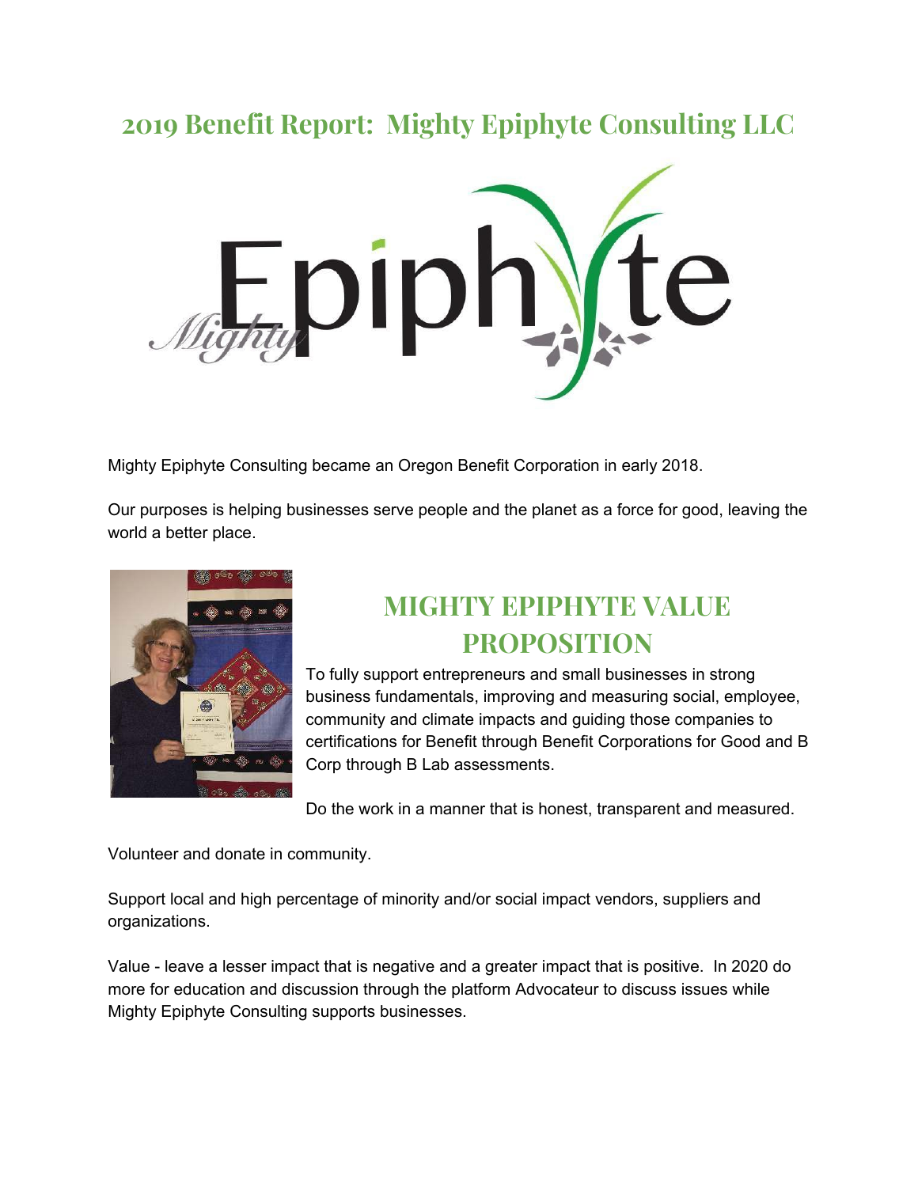# 2019 Benefit Report: Mighty Epiphyte Consulting LLC

Mighty Epiphyte Consulting became an Oregon Benefit Corporation in early 2018.

Our purposes is helping businesses serve people and the planet as a force for good, leaving the world a better place.

## MIGHTY EPIPHYTE VALUE PROPOSITION

To fully support entrepreneurs and small businesses in strong business fundamentals, improving and measuring social, employee, community and climate impacts and guiding those companies to certifications for Benefit through Benefit Corporations for Good and B Corp through B Lab assessments.

Do the work in a manner that is honest, transparent and measured.

Volunteer and donate in community.

Support local and high percentage of minority and/or social impact vendors, suppliers and organizations.

Value - leave a lesser impact that is negative and a greater impact that is positive. In 2020 do more for education and discussion through the platform Advocateur to discuss issues while Mighty Epiphyte Consulting supports businesses.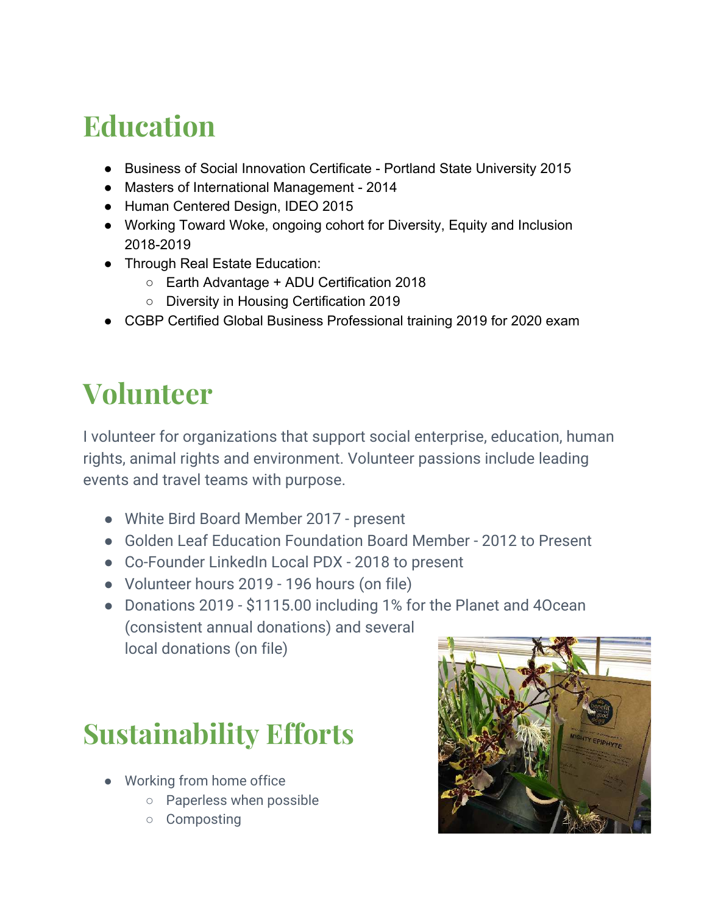# Education

- Business of Social Innovation Certificate - Portland State University 2015
- Masters of International Management - 2014
- Human Centered Design, IDEO 2015
- Working Toward Woke, ongoing cohort for Diversity, Equity and Inclusion 2018-2019
- Through Real Estate Education:
    - Earth Advantage + ADU Certification 2018
    - Diversity in Housing Certification 2019
- CGBP Certified Global Business Professional training 2019 for 2020 exam

# Volunteer

I volunteer for organizations that support social enterprise, education, human rights, animal rights and environment. Volunteer passions include leading events and travel teams with purpose.

- White Bird Board Member 2017 - present
- Golden Leaf Education Foundation Board Member - 2012 to Present
- Co-Founder LinkedIn Local PDX - 2018 to present
- Volunteer hours 2019 - 196 hours (on file)
- Donations 2019 - $1115.00 including 1% for the Planet and 4Ocean (consistent annual donations) and several local donations (on file)

# Sustainability Efforts

- Working from home office
    - Paperless when possible
    - Composting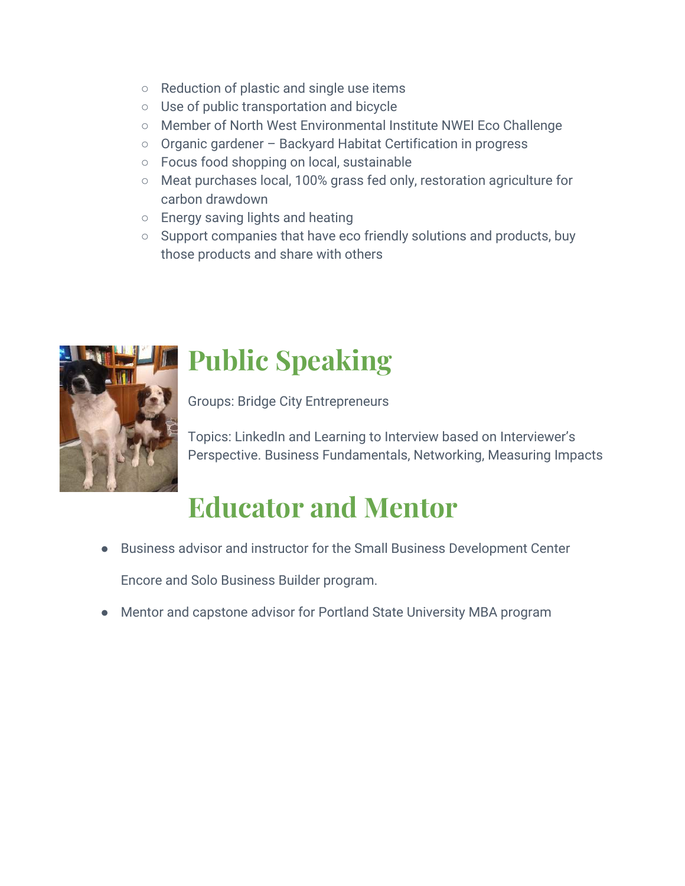- Reduction of plastic and single use items
- Use of public transportation and bicycle
- Member of North West Environmental Institute NWEI Eco Challenge
- Organic gardener – Backyard Habitat Certification in progress
- Focus food shopping on local, sustainable
- Meat purchases local, 100% grass fed only, restoration agriculture for carbon drawdown
- Energy saving lights and heating
- Support companies that have eco friendly solutions and products, buy those products and share with others

# Public Speaking

Groups: Bridge City Entrepreneurs

Topics: LinkedIn and Learning to Interview based on Interviewer's Perspective. Business Fundamentals, Networking, Measuring Impacts

# Educator and Mentor

- Business advisor and instructor for the Small Business Development Center

  Encore and Solo Business Builder program.

- Mentor and capstone advisor for Portland State University MBA program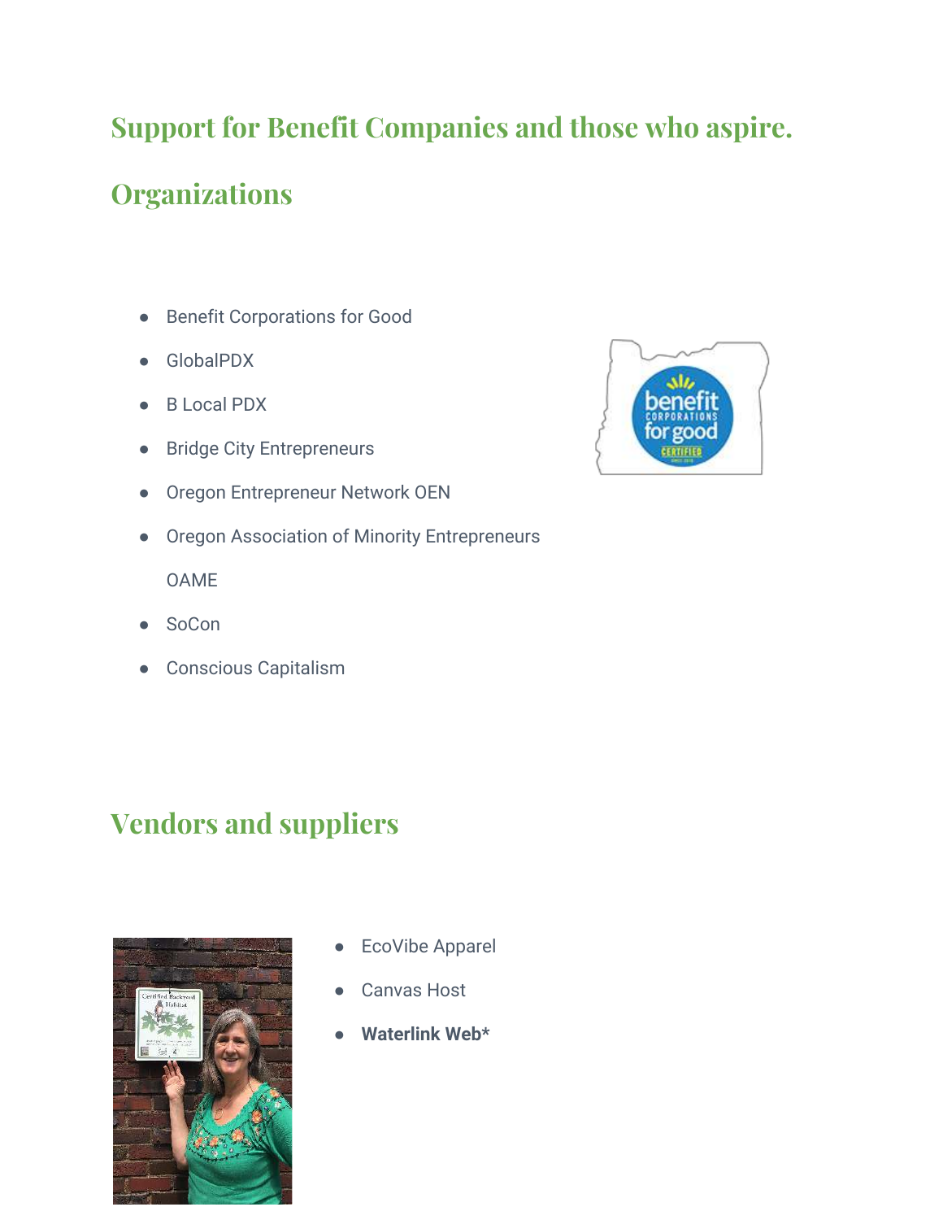## Support for Benefit Companies and those who aspire.

## Organizations

- Benefit Corporations for Good
- GlobalPDX
- B Local PDX
- Bridge City Entrepreneurs
- Oregon Entrepreneur Network OEN
- Oregon Association of Minority Entrepreneurs OAME
- SoCon
- Conscious Capitalism

## Vendors and suppliers

- EcoVibe Apparel
- Canvas Host
- **Waterlink Web***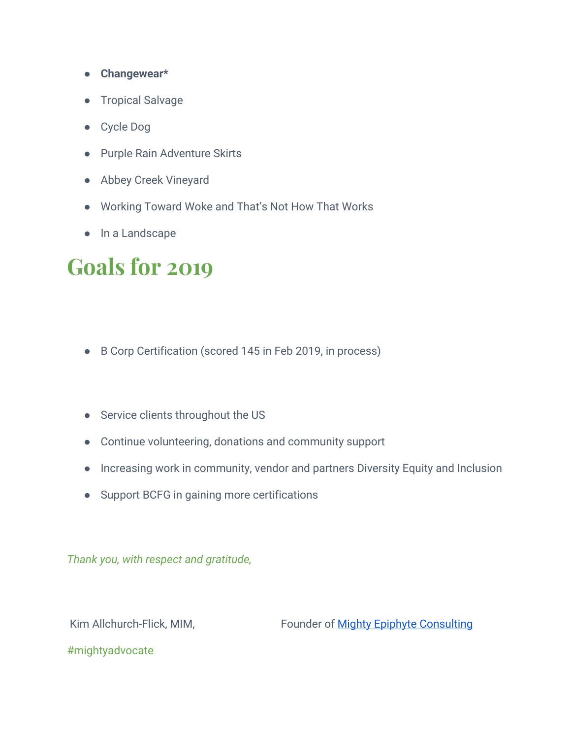- **Changewear***
- Tropical Salvage
- Cycle Dog
- Purple Rain Adventure Skirts
- Abbey Creek Vineyard
- Working Toward Woke and That's Not How That Works
- In a Landscape

# Goals for 2019

- B Corp Certification (scored 145 in Feb 2019, in process)

- Service clients throughout the US
- Continue volunteering, donations and community support
- Increasing work in community, vendor and partners Diversity Equity and Inclusion
- Support BCFG in gaining more certifications

*Thank you, with respect and gratitude,*

Kim Allchurch-Flick, MIM, Founder of [Mighty Epiphyte Consulting]

#mightyadvocate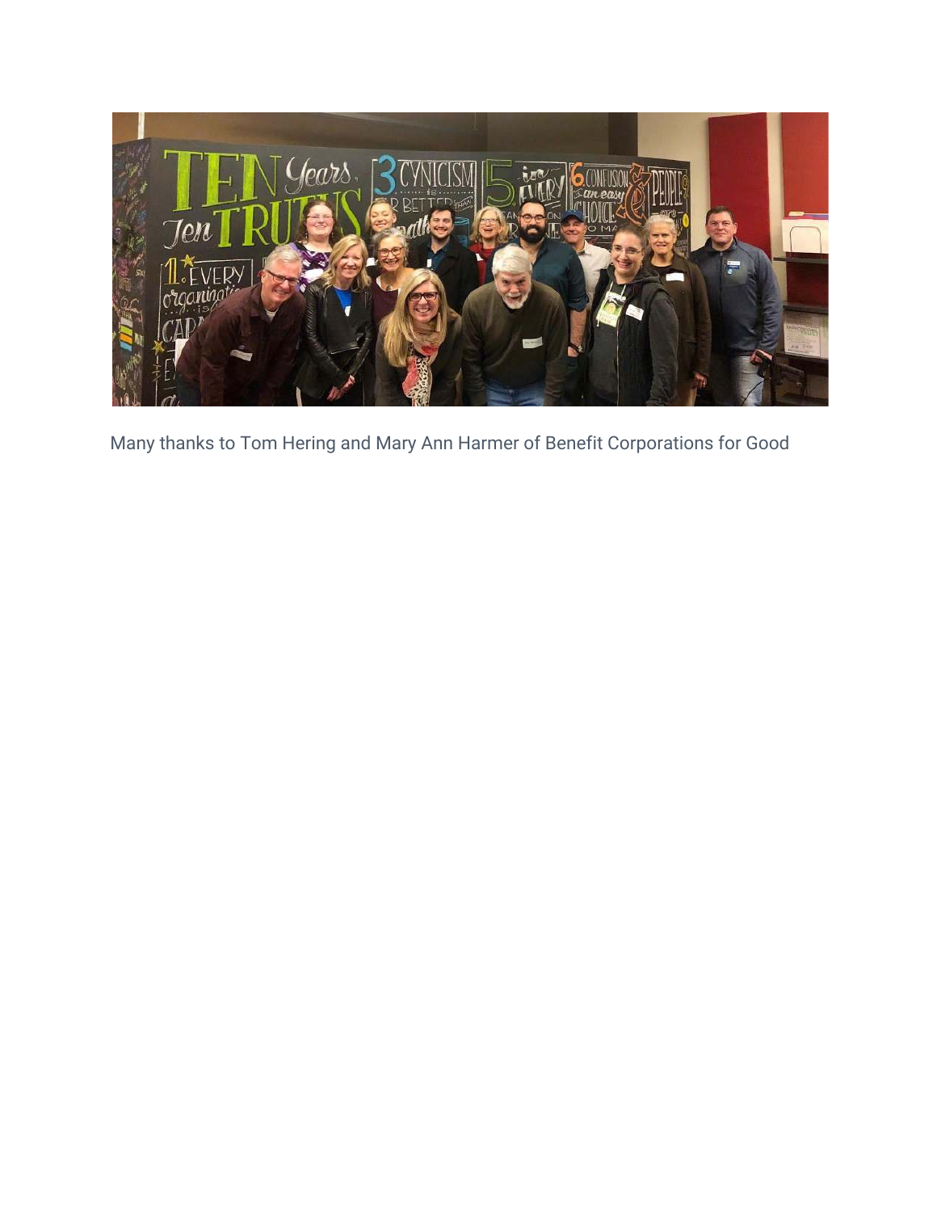Many thanks to Tom Hering and Mary Ann Harmer of Benefit Corporations for Good